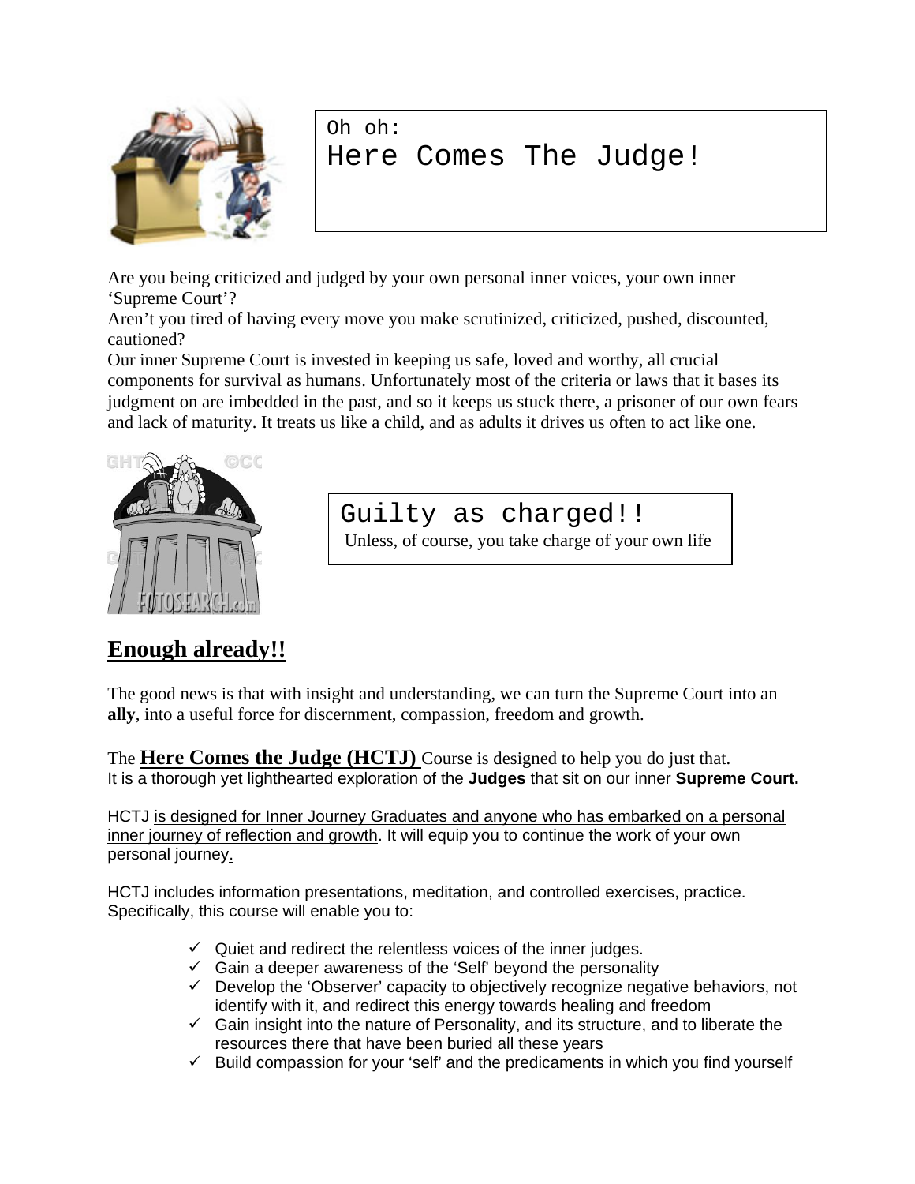Oh oh:

# Here Comes The Judge!

Are you being criticized and judged by your own personal inner voices, your own inner 'Supreme Court'?
Aren't you tired of having every move you make scrutinized, criticized, pushed, discounted, cautioned?
Our inner Supreme Court is invested in keeping us safe, loved and worthy, all crucial components for survival as humans. Unfortunately most of the criteria or laws that it bases its judgment on are imbedded in the past, and so it keeps us stuck there, a prisoner of our own fears and lack of maturity. It treats us like a child, and as adults it drives us often to act like one.

Guilty as charged!!
Unless, of course, you take charge of your own life

## Enough already!!

The good news is that with insight and understanding, we can turn the Supreme Court into an **ally**, into a useful force for discernment, compassion, freedom and growth.

The **Here Comes the Judge (HCTJ)** Course is designed to help you do just that.
It is a thorough yet lighthearted exploration of the **Judges** that sit on our inner **Supreme Court.**

HCTJ is designed for Inner Journey Graduates and anyone who has embarked on a personal inner journey of reflection and growth. It will equip you to continue the work of your own personal journey.

HCTJ includes information presentations, meditation, and controlled exercises, practice. Specifically, this course will enable you to:

- ✓ Quiet and redirect the relentless voices of the inner judges.
- ✓ Gain a deeper awareness of the 'Self' beyond the personality
- ✓ Develop the 'Observer' capacity to objectively recognize negative behaviors, not identify with it, and redirect this energy towards healing and freedom
- ✓ Gain insight into the nature of Personality, and its structure, and to liberate the resources there that have been buried all these years
- ✓ Build compassion for your 'self' and the predicaments in which you find yourself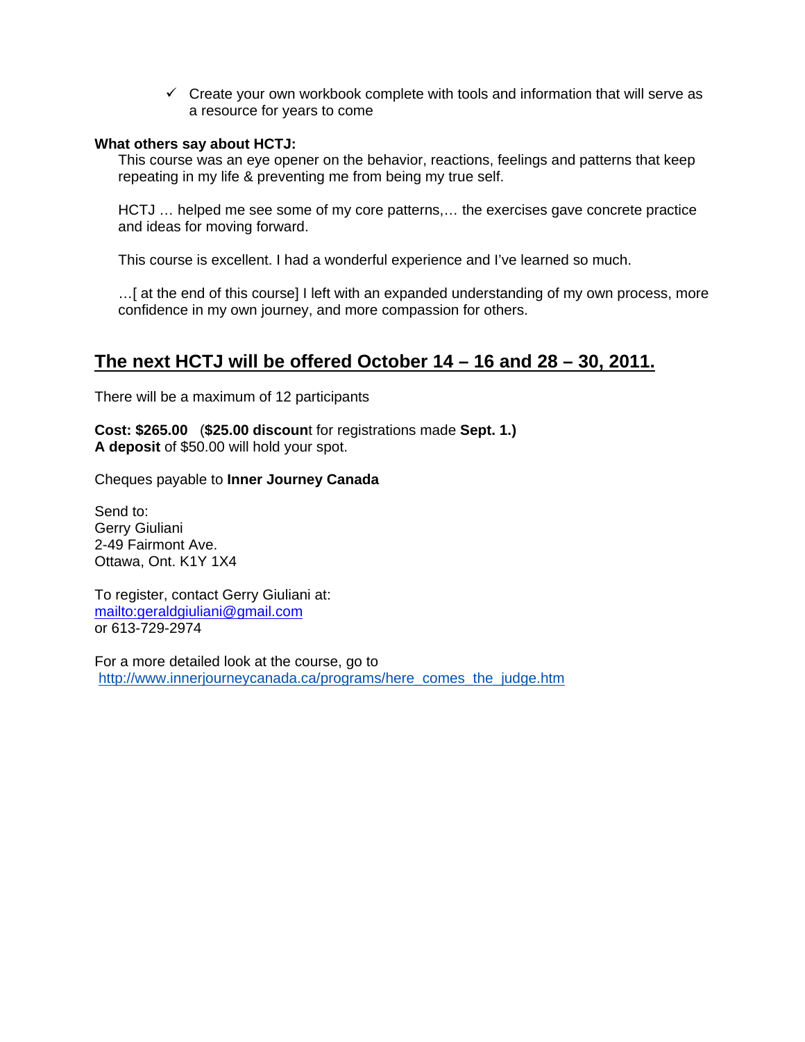- ✓ Create your own workbook complete with tools and information that will serve as a resource for years to come

**What others say about HCTJ:**

This course was an eye opener on the behavior, reactions, feelings and patterns that keep repeating in my life & preventing me from being my true self.

HCTJ … helped me see some of my core patterns,… the exercises gave concrete practice and ideas for moving forward.

This course is excellent. I had a wonderful experience and I've learned so much.

…[ at the end of this course] I left with an expanded understanding of my own process, more confidence in my own journey, and more compassion for others.

## The next HCTJ will be offered October 14 – 16 and 28 – 30, 2011.

There will be a maximum of 12 participants

**Cost: $265.00** (**$25.00 discoun**t for registrations made **Sept. 1.)**
**A deposit** of $50.00 will hold your spot.

Cheques payable to **Inner Journey Canada**

Send to:
Gerry Giuliani
2-49 Fairmont Ave.
Ottawa, Ont. K1Y 1X4

To register, contact Gerry Giuliani at:
mailto:geraldgiuliani@gmail.com
or 613-729-2974

For a more detailed look at the course, go to
http://www.innerjourneycanada.ca/programs/here_comes_the_judge.htm